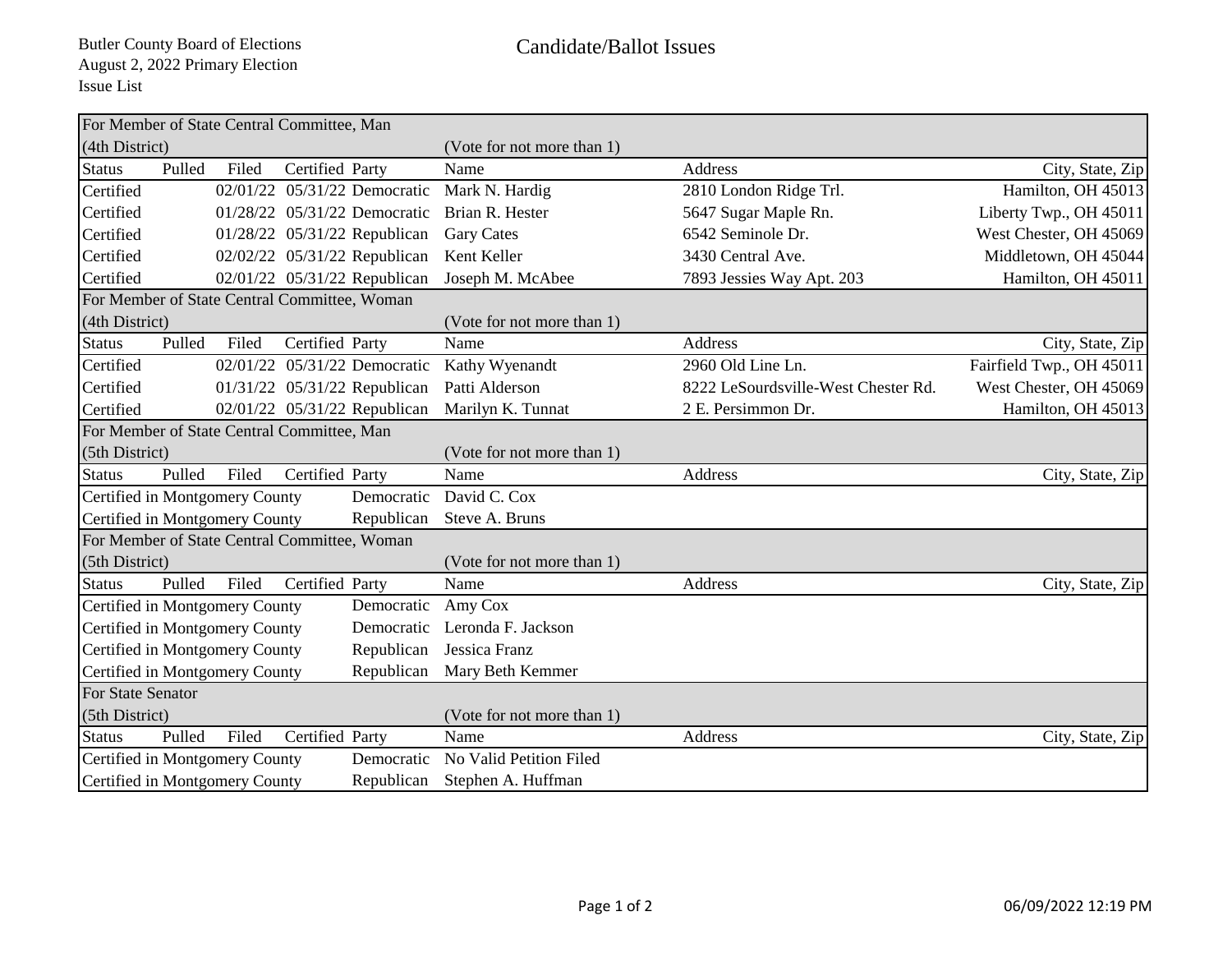Butler County Board of Elections
August 2, 2022 Primary Election
Issue List

# Candidate/Ballot Issues

| Status | Pulled | Filed | Certified | Party | Name | Address | City, State, Zip |
|---|---|---|---|---|---|---|---|
| **For Member of State Central Committee, Man (4th District)** | | | | | (Vote for not more than 1) | | |
| Certified | | 02/01/22 | 05/31/22 | Democratic | Mark N. Hardig | 2810 London Ridge Trl. | Hamilton, OH 45013 |
| Certified | | 01/28/22 | 05/31/22 | Democratic | Brian R. Hester | 5647 Sugar Maple Rn. | Liberty Twp., OH 45011 |
| Certified | | 01/28/22 | 05/31/22 | Republican | Gary Cates | 6542 Seminole Dr. | West Chester, OH 45069 |
| Certified | | 02/02/22 | 05/31/22 | Republican | Kent Keller | 3430 Central Ave. | Middletown, OH 45044 |
| Certified | | 02/01/22 | 05/31/22 | Republican | Joseph M. McAbee | 7893 Jessies Way Apt. 203 | Hamilton, OH 45011 |
| **For Member of State Central Committee, Woman (4th District)** | | | | | (Vote for not more than 1) | | |
| Certified | | 02/01/22 | 05/31/22 | Democratic | Kathy Wyenandt | 2960 Old Line Ln. | Fairfield Twp., OH 45011 |
| Certified | | 01/31/22 | 05/31/22 | Republican | Patti Alderson | 8222 LeSourdsville-West Chester Rd. | West Chester, OH 45069 |
| Certified | | 02/01/22 | 05/31/22 | Republican | Marilyn K. Tunnat | 2 E. Persimmon Dr. | Hamilton, OH 45013 |
| **For Member of State Central Committee, Man (5th District)** | | | | | (Vote for not more than 1) | | |
| Certified in Montgomery County | | | | Democratic | David C. Cox | | |
| Certified in Montgomery County | | | | Republican | Steve A. Bruns | | |
| **For Member of State Central Committee, Woman (5th District)** | | | | | (Vote for not more than 1) | | |
| Certified in Montgomery County | | | | Democratic | Amy Cox | | |
| Certified in Montgomery County | | | | Democratic | Leronda F. Jackson | | |
| Certified in Montgomery County | | | | Republican | Jessica Franz | | |
| Certified in Montgomery County | | | | Republican | Mary Beth Kemmer | | |
| **For State Senator (5th District)** | | | | | (Vote for not more than 1) | | |
| Certified in Montgomery County | | | | Democratic | No Valid Petition Filed | | |
| Certified in Montgomery County | | | | Republican | Stephen A. Huffman | | |

06/09/2022 12:19 PM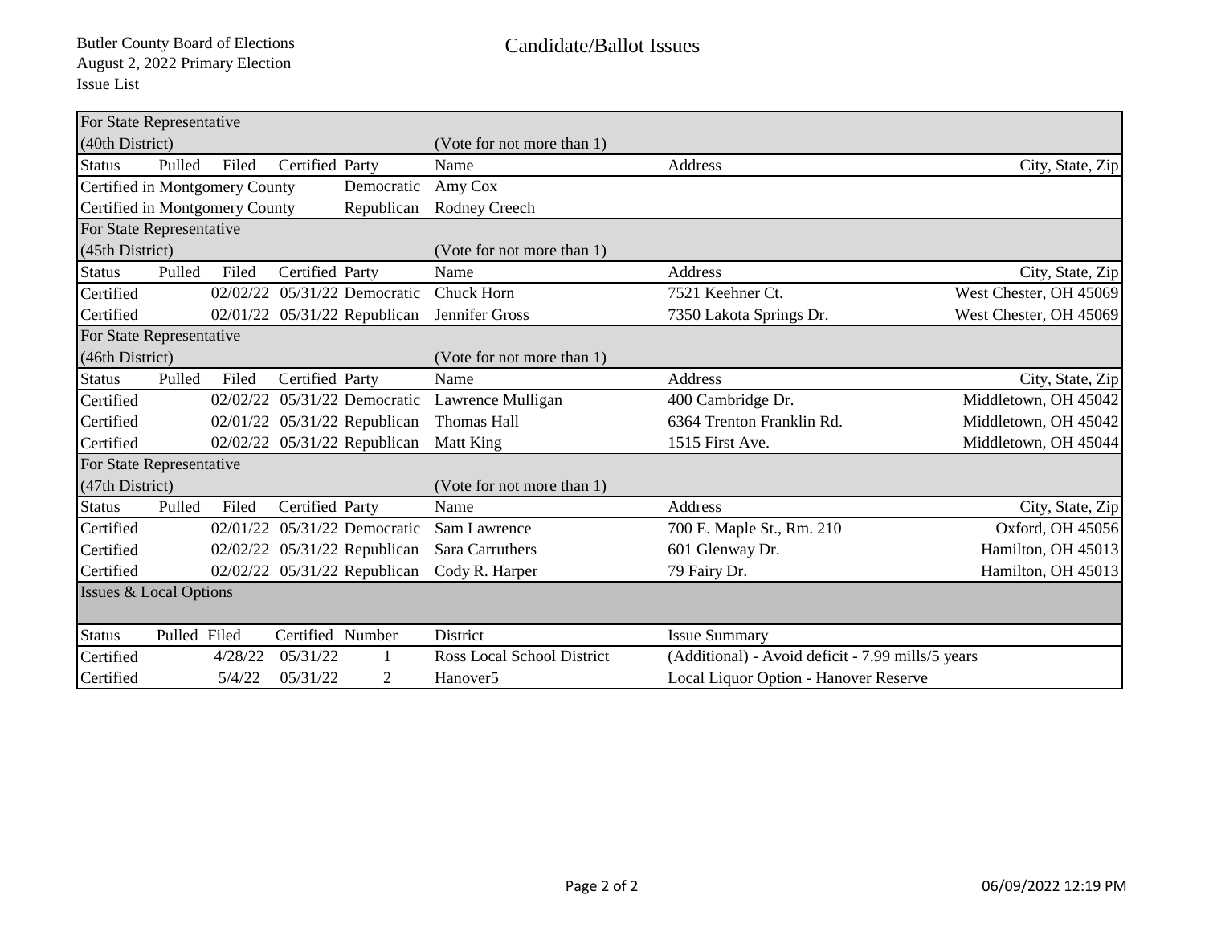Butler County Board of Elections
August 2, 2022 Primary Election
Issue List

# Candidate/Ballot Issues

| For State Representative | | | | | | | |
|---|---|---|---|---|---|---|---|
| (40th District) | | | | | (Vote for not more than 1) | | |
| Status | Pulled | Filed | Certified | Party | Name | Address | City, State, Zip |
| Certified in Montgomery County | | | | Democratic | Amy Cox | | |
| Certified in Montgomery County | | | | Republican | Rodney Creech | | |
| For State Representative | | | | | | | |
| (45th District) | | | | | (Vote for not more than 1) | | |
| Status | Pulled | Filed | Certified | Party | Name | Address | City, State, Zip |
| Certified | | 02/02/22 | 05/31/22 | Democratic | Chuck Horn | 7521 Keehner Ct. | West Chester, OH 45069 |
| Certified | | 02/01/22 | 05/31/22 | Republican | Jennifer Gross | 7350 Lakota Springs Dr. | West Chester, OH 45069 |
| For State Representative | | | | | | | |
| (46th District) | | | | | (Vote for not more than 1) | | |
| Status | Pulled | Filed | Certified | Party | Name | Address | City, State, Zip |
| Certified | | 02/02/22 | 05/31/22 | Democratic | Lawrence Mulligan | 400 Cambridge Dr. | Middletown, OH 45042 |
| Certified | | 02/01/22 | 05/31/22 | Republican | Thomas Hall | 6364 Trenton Franklin Rd. | Middletown, OH 45042 |
| Certified | | 02/02/22 | 05/31/22 | Republican | Matt King | 1515 First Ave. | Middletown, OH 45044 |
| For State Representative | | | | | | | |
| (47th District) | | | | | (Vote for not more than 1) | | |
| Status | Pulled | Filed | Certified | Party | Name | Address | City, State, Zip |
| Certified | | 02/01/22 | 05/31/22 | Democratic | Sam Lawrence | 700 E. Maple St., Rm. 210 | Oxford, OH 45056 |
| Certified | | 02/02/22 | 05/31/22 | Republican | Sara Carruthers | 601 Glenway Dr. | Hamilton, OH 45013 |
| Certified | | 02/02/22 | 05/31/22 | Republican | Cody R. Harper | 79 Fairy Dr. | Hamilton, OH 45013 |

| Issues & Local Options | | | | | | |
|---|---|---|---|---|---|---|
| Status | Pulled | Filed | Certified | Number | District | Issue Summary |
| Certified | | 4/28/22 | 05/31/22 | 1 | Ross Local School District | (Additional) - Avoid deficit - 7.99 mills/5 years |
| Certified | | 5/4/22 | 05/31/22 | 2 | Hanover5 | Local Liquor Option - Hanover Reserve |